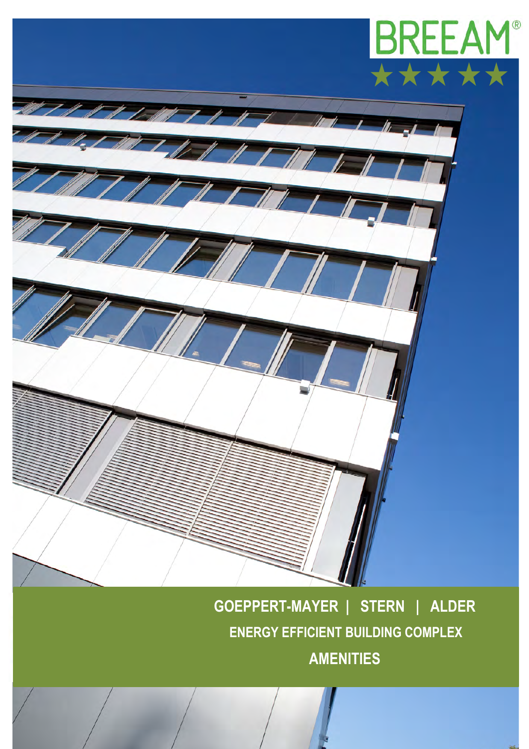BREEAM®

★★★★★

# GOEPPERT-MAYER | STERN | ALDER

## ENERGY EFFICIENT BUILDING COMPLEX

## AMENITIES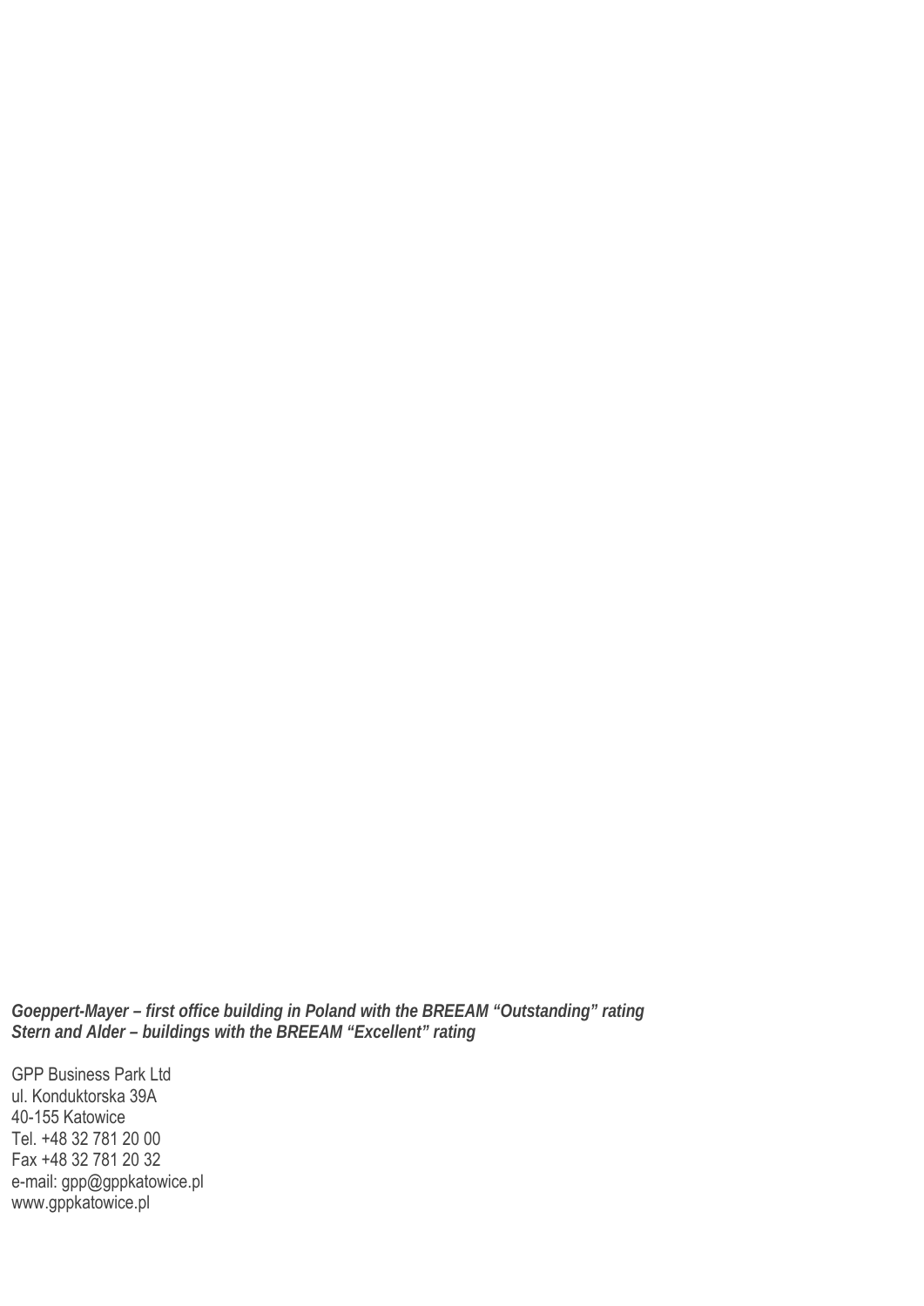***Goeppert-Mayer – first office building in Poland with the BREEAM “Outstanding” rating***
***Stern and Alder – buildings with the BREEAM “Excellent” rating***

GPP Business Park Ltd
ul. Konduktorska 39A
40-155 Katowice
Tel. +48 32 781 20 00
Fax +48 32 781 20 32
e-mail: gpp@gppkatowice.pl
www.gppkatowice.pl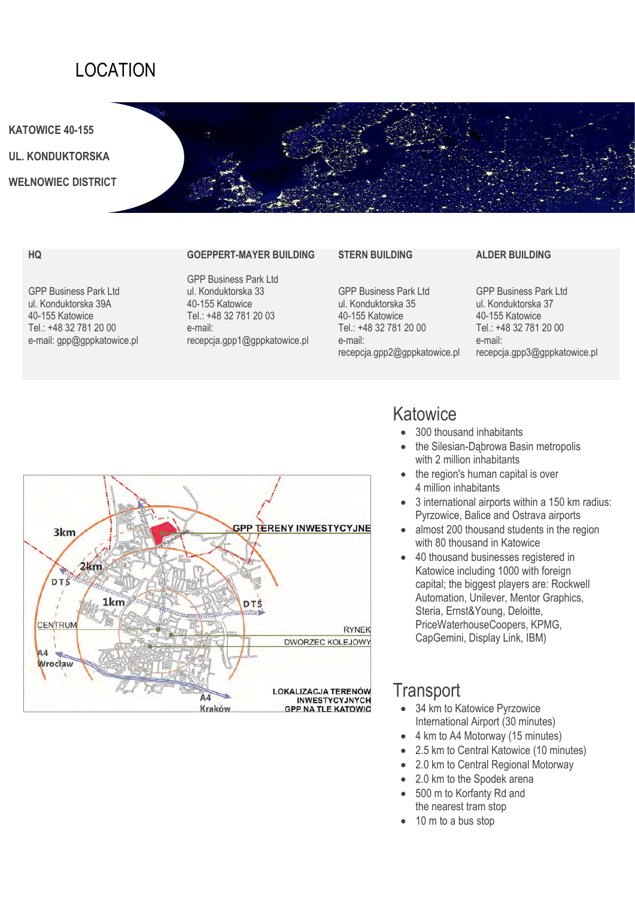# LOCATION

**KATOWICE 40-155**

**UL. KONDUKTORSKA**

**WEŁNOWIEC DISTRICT**

| HQ | GOEPPERT-MAYER BUILDING | STERN BUILDING | ALDER BUILDING |
|---|---|---|---|
| GPP Business Park Ltd<br>ul. Konduktorska 39A<br>40-155 Katowice<br>Tel.: +48 32 781 20 00<br>e-mail: gpp@gppkatowice.pl | GPP Business Park Ltd<br>ul. Konduktorska 33<br>40-155 Katowice<br>Tel.: +48 32 781 20 03<br>e-mail:<br>recepcja.gpp1@gppkatowice.pl | GPP Business Park Ltd<br>ul. Konduktorska 35<br>40-155 Katowice<br>Tel.: +48 32 781 20 00<br>e-mail:<br>recepcja.gpp2@gppkatowice.pl | GPP Business Park Ltd<br>ul. Konduktorska 37<br>40-155 Katowice<br>Tel.: +48 32 781 20 00<br>e-mail:<br>recepcja.gpp3@gppkatowice.pl |

## Katowice

- 300 thousand inhabitants
- the Silesian-Dąbrowa Basin metropolis with 2 million inhabitants
- the region's human capital is over 4 million inhabitants
- 3 international airports within a 150 km radius: Pyrzowice, Balice and Ostrava airports
- almost 200 thousand students in the region with 80 thousand in Katowice
- 40 thousand businesses registered in Katowice including 1000 with foreign capital; the biggest players are: Rockwell Automation, Unilever, Mentor Graphics, Steria, Ernst&Young, Deloitte, PriceWaterhouseCoopers, KPMG, CapGemini, Display Link, IBM)

## Transport

- 34 km to Katowice Pyrzowice International Airport (30 minutes)
- 4 km to A4 Motorway (15 minutes)
- 2.5 km to Central Katowice (10 minutes)
- 2.0 km to Central Regional Motorway
- 2.0 km to the Spodek arena
- 500 m to Korfanty Rd and the nearest tram stop
- 10 m to a bus stop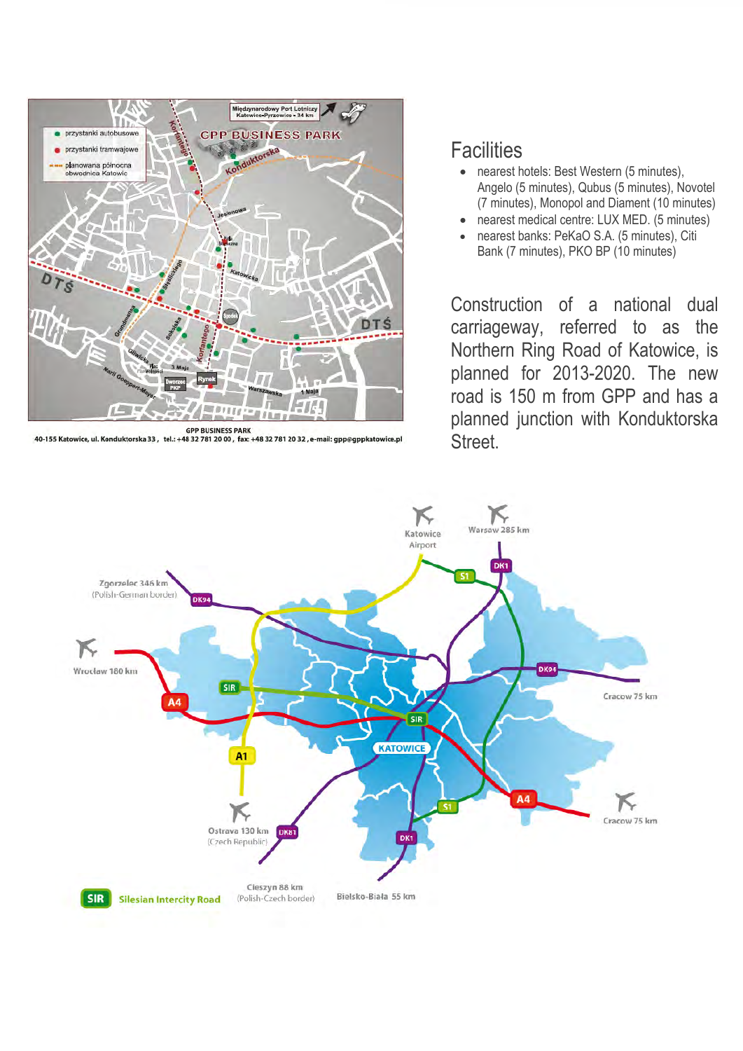## Facilities

- nearest hotels: Best Western (5 minutes), Angelo (5 minutes), Qubus (5 minutes), Novotel (7 minutes), Monopol and Diament (10 minutes)
- nearest medical centre: LUX MED. (5 minutes)
- nearest banks: PeKaO S.A. (5 minutes), Citi Bank (7 minutes), PKO BP (10 minutes)

Construction of a national dual carriageway, referred to as the Northern Ring Road of Katowice, is planned for 2013-2020. The new road is 150 m from GPP and has a planned junction with Konduktorska Street.

GPP BUSINESS PARK
40-155 Katowice, ul. Konduktorska 33, tel.: +48 32 781 20 00, fax: +48 32 781 20 32, e-mail: gpp@gppkatowice.pl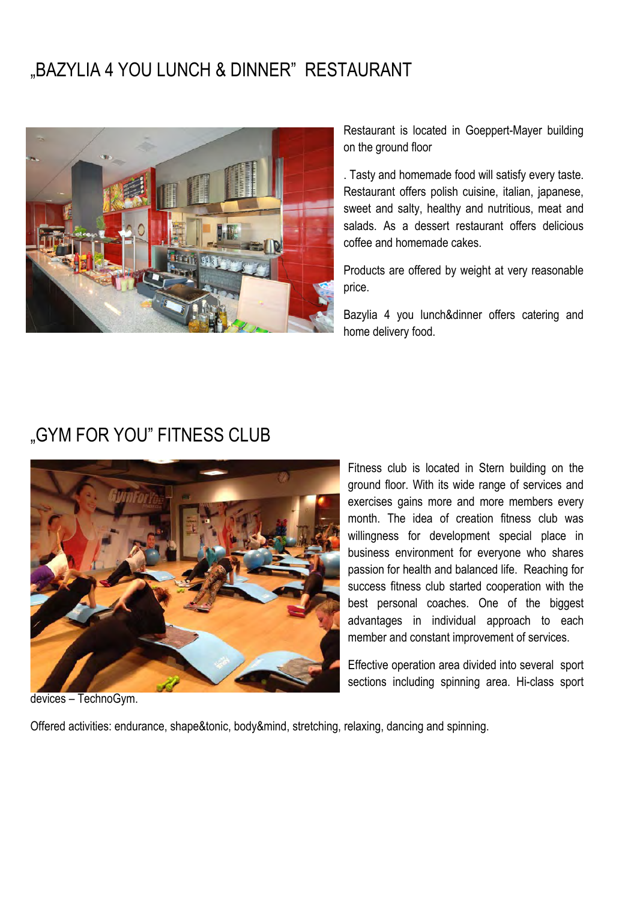## „BAZYLIA 4 YOU LUNCH & DINNER" RESTAURANT

Restaurant is located in Goeppert-Mayer building on the ground floor

. Tasty and homemade food will satisfy every taste. Restaurant offers polish cuisine, italian, japanese, sweet and salty, healthy and nutritious, meat and salads. As a dessert restaurant offers delicious coffee and homemade cakes.

Products are offered by weight at very reasonable price.

Bazylia 4 you lunch&dinner offers catering and home delivery food.

## „GYM FOR YOU" FITNESS CLUB

Fitness club is located in Stern building on the ground floor. With its wide range of services and exercises gains more and more members every month. The idea of creation fitness club was willingness for development special place in business environment for everyone who shares passion for health and balanced life. Reaching for success fitness club started cooperation with the best personal coaches. One of the biggest advantages in individual approach to each member and constant improvement of services.

Effective operation area divided into several sport sections including spinning area. Hi-class sport devices – TechnoGym.

Offered activities: endurance, shape&tonic, body&mind, stretching, relaxing, dancing and spinning.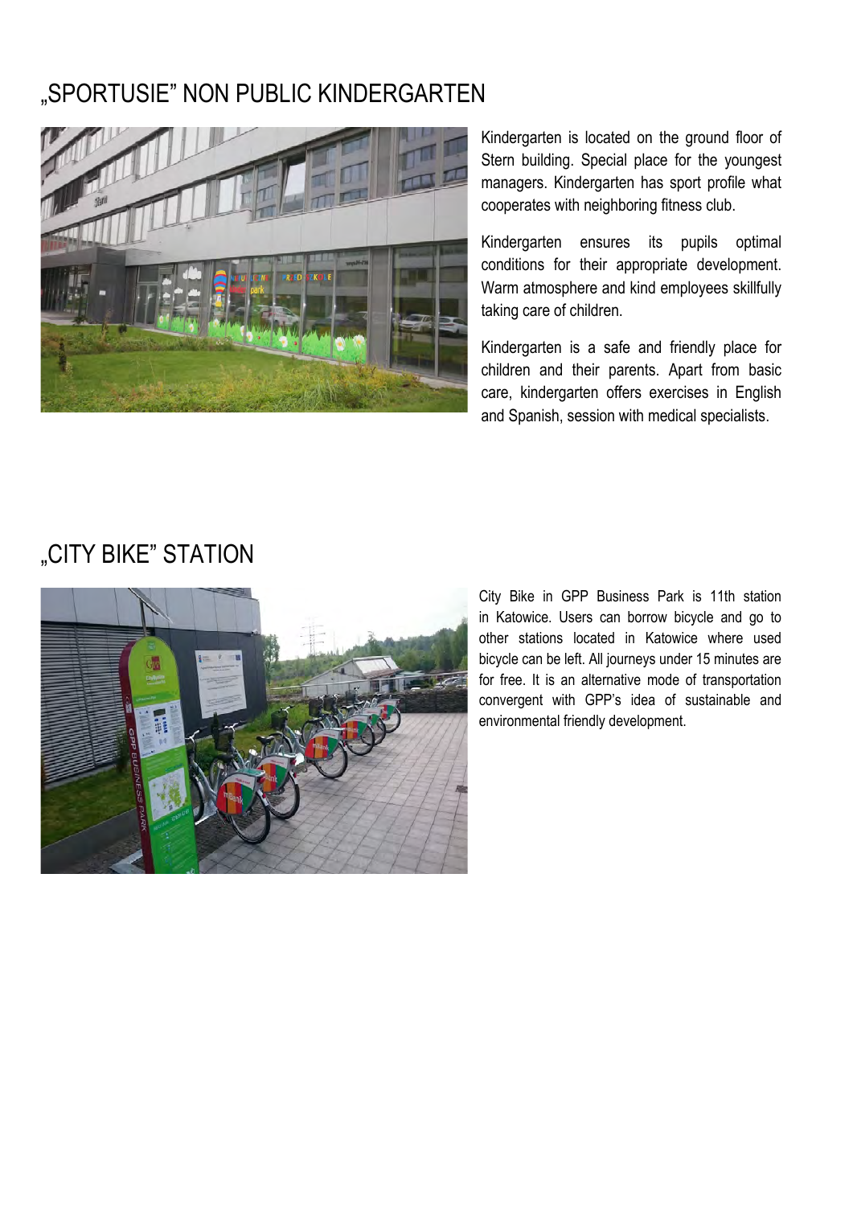## „SPORTUSIE" NON PUBLIC KINDERGARTEN

Kindergarten is located on the ground floor of Stern building. Special place for the youngest managers. Kindergarten has sport profile what cooperates with neighboring fitness club.

Kindergarten ensures its pupils optimal conditions for their appropriate development. Warm atmosphere and kind employees skillfully taking care of children.

Kindergarten is a safe and friendly place for children and their parents. Apart from basic care, kindergarten offers exercises in English and Spanish, session with medical specialists.

## „CITY BIKE" STATION

City Bike in GPP Business Park is 11th station in Katowice. Users can borrow bicycle and go to other stations located in Katowice where used bicycle can be left. All journeys under 15 minutes are for free. It is an alternative mode of transportation convergent with GPP's idea of sustainable and environmental friendly development.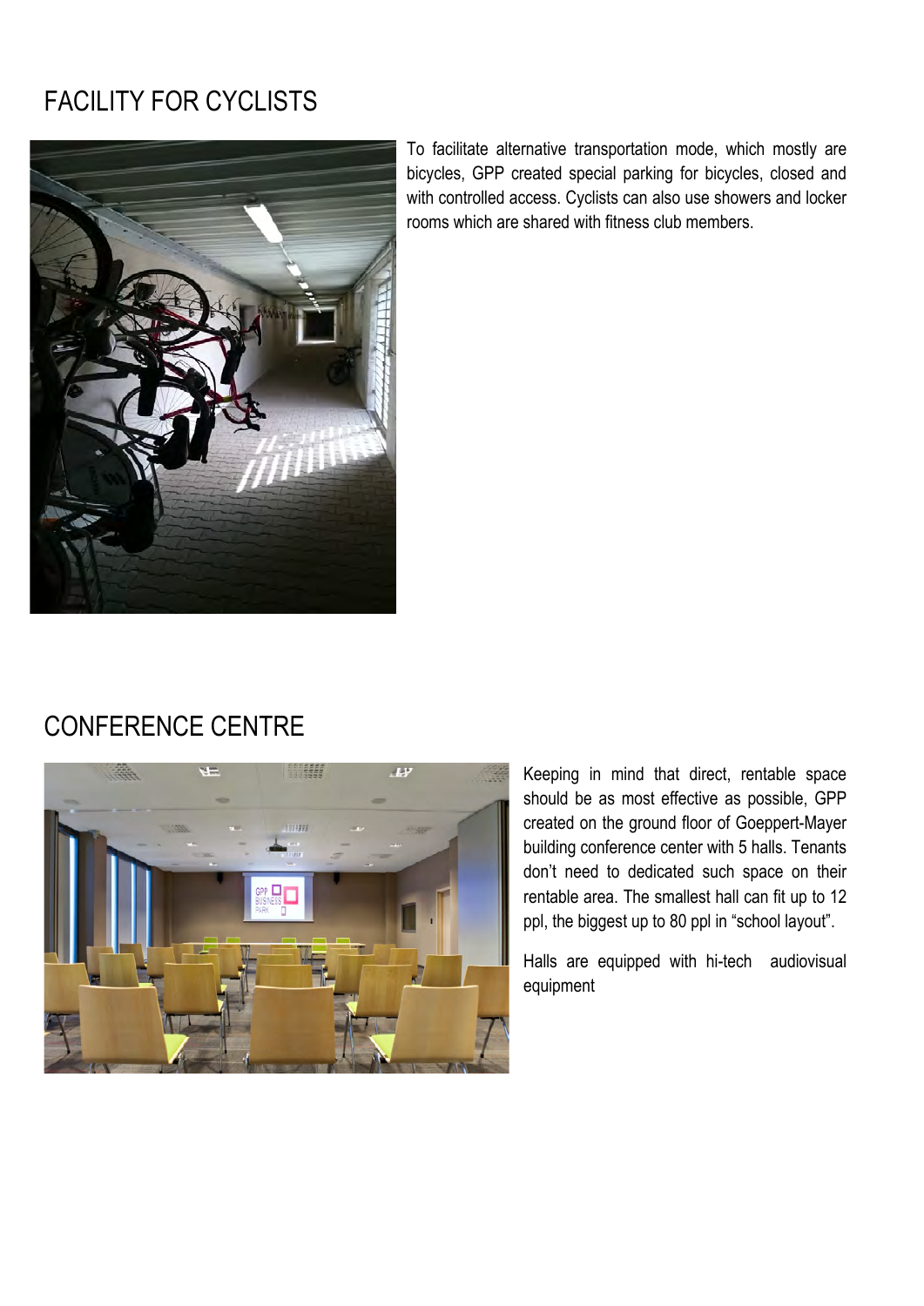## FACILITY FOR CYCLISTS

To facilitate alternative transportation mode, which mostly are bicycles, GPP created special parking for bicycles, closed and with controlled access. Cyclists can also use showers and locker rooms which are shared with fitness club members.

## CONFERENCE CENTRE

Keeping in mind that direct, rentable space should be as most effective as possible, GPP created on the ground floor of Goeppert-Mayer building conference center with 5 halls. Tenants don't need to dedicated such space on their rentable area. The smallest hall can fit up to 12 ppl, the biggest up to 80 ppl in "school layout".

Halls are equipped with hi-tech audiovisual equipment